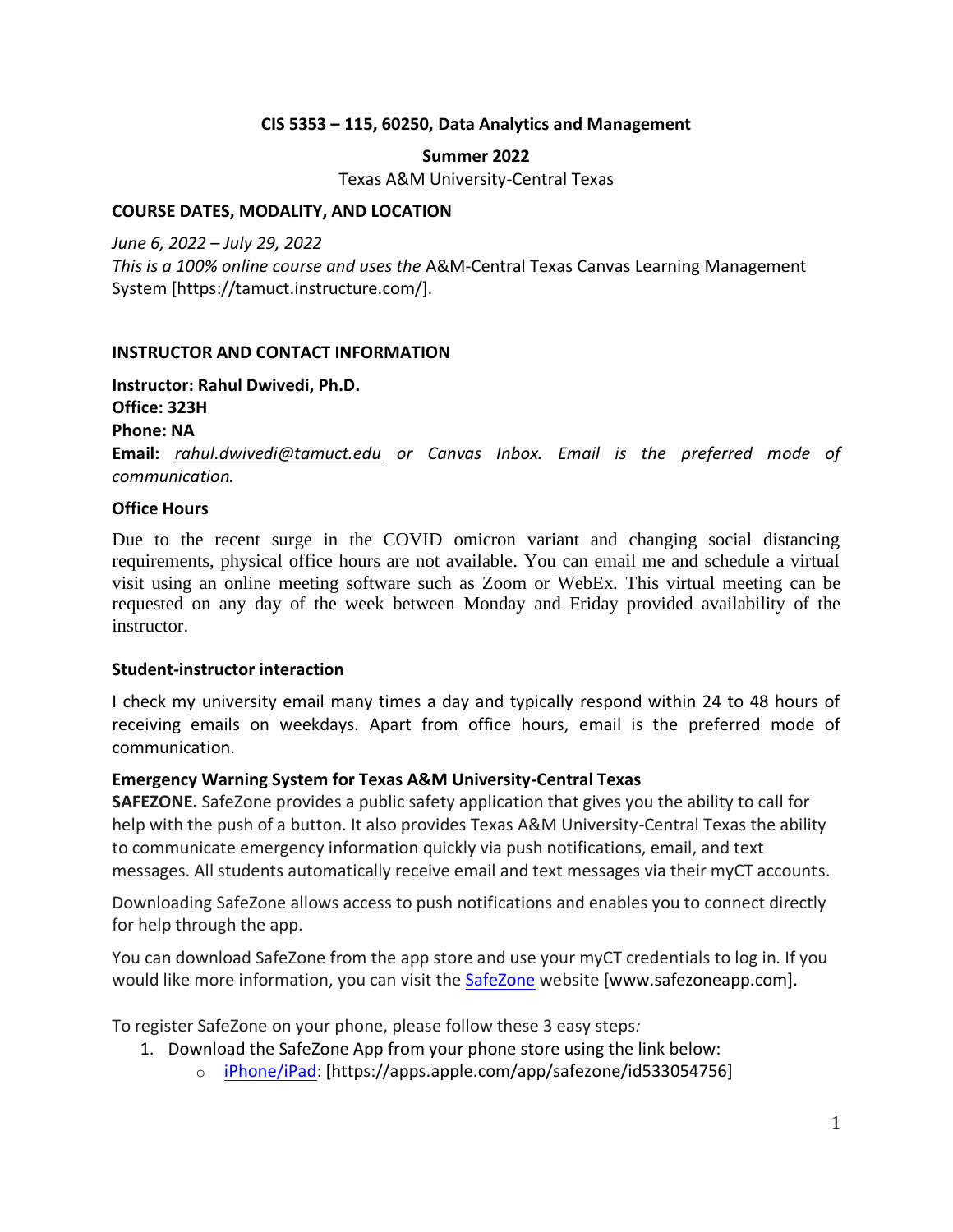**CIS 5353 – 115, 60250, Data Analytics and Management**

**Summer 2022**

Texas A&M University-Central Texas

## COURSE DATES, MODALITY, AND LOCATION

*June 6, 2022 – July 29, 2022*

*This is a 100% online course and uses the* A&M-Central Texas Canvas Learning Management System [https://tamuct.instructure.com/].

## INSTRUCTOR AND CONTACT INFORMATION

**Instructor: Rahul Dwivedi, Ph.D.**
**Office: 323H**
**Phone: NA**
**Email:** *rahul.dwivedi@tamuct.edu or Canvas Inbox. Email is the preferred mode of communication.*

### Office Hours

Due to the recent surge in the COVID omicron variant and changing social distancing requirements, physical office hours are not available. You can email me and schedule a virtual visit using an online meeting software such as Zoom or WebEx. This virtual meeting can be requested on any day of the week between Monday and Friday provided availability of the instructor.

### Student-instructor interaction

I check my university email many times a day and typically respond within 24 to 48 hours of receiving emails on weekdays. Apart from office hours, email is the preferred mode of communication.

### Emergency Warning System for Texas A&M University-Central Texas

**SAFEZONE.** SafeZone provides a public safety application that gives you the ability to call for help with the push of a button. It also provides Texas A&M University-Central Texas the ability to communicate emergency information quickly via push notifications, email, and text messages. All students automatically receive email and text messages via their myCT accounts.

Downloading SafeZone allows access to push notifications and enables you to connect directly for help through the app.

You can download SafeZone from the app store and use your myCT credentials to log in. If you would like more information, you can visit the SafeZone website [www.safezoneapp.com].

To register SafeZone on your phone, please follow these 3 easy steps*:*

1. Download the SafeZone App from your phone store using the link below:
   - iPhone/iPad: [https://apps.apple.com/app/safezone/id533054756]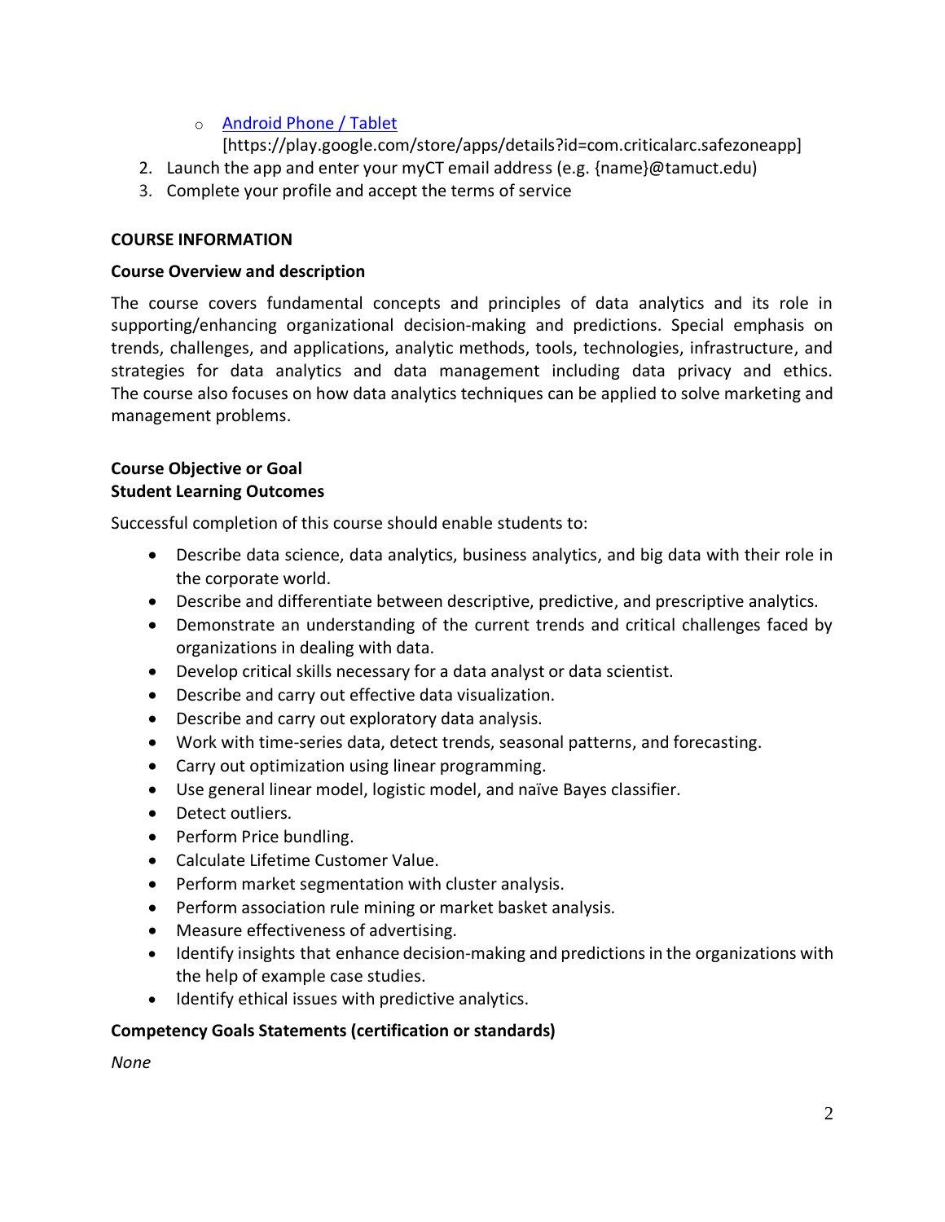- [Android Phone / Tablet](https://play.google.com/store/apps/details?id=com.criticalarc.safezoneapp) [https://play.google.com/store/apps/details?id=com.criticalarc.safezoneapp]
2. Launch the app and enter your myCT email address (e.g. {name}@tamuct.edu)
3. Complete your profile and accept the terms of service

## COURSE INFORMATION

### Course Overview and description

The course covers fundamental concepts and principles of data analytics and its role in supporting/enhancing organizational decision-making and predictions. Special emphasis on trends, challenges, and applications, analytic methods, tools, technologies, infrastructure, and strategies for data analytics and data management including data privacy and ethics. The course also focuses on how data analytics techniques can be applied to solve marketing and management problems.

### Course Objective or Goal

### Student Learning Outcomes

Successful completion of this course should enable students to:

- Describe data science, data analytics, business analytics, and big data with their role in the corporate world.
- Describe and differentiate between descriptive, predictive, and prescriptive analytics.
- Demonstrate an understanding of the current trends and critical challenges faced by organizations in dealing with data.
- Develop critical skills necessary for a data analyst or data scientist.
- Describe and carry out effective data visualization.
- Describe and carry out exploratory data analysis.
- Work with time-series data, detect trends, seasonal patterns, and forecasting.
- Carry out optimization using linear programming.
- Use general linear model, logistic model, and naïve Bayes classifier.
- Detect outliers.
- Perform Price bundling.
- Calculate Lifetime Customer Value.
- Perform market segmentation with cluster analysis.
- Perform association rule mining or market basket analysis.
- Measure effectiveness of advertising.
- Identify insights that enhance decision-making and predictions in the organizations with the help of example case studies.
- Identify ethical issues with predictive analytics.

### Competency Goals Statements (certification or standards)

*None*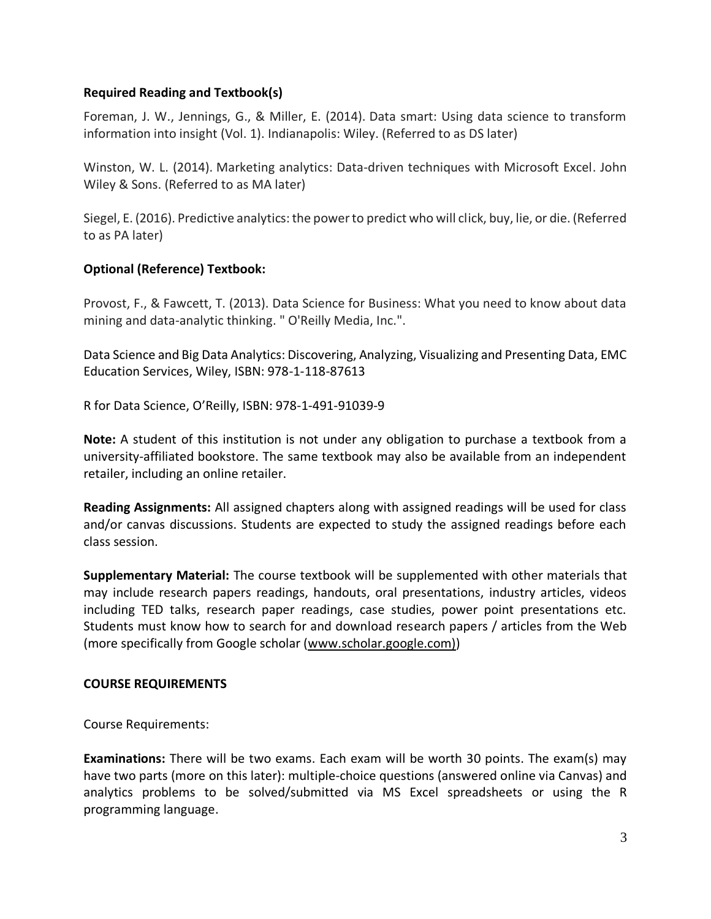### Required Reading and Textbook(s)

Foreman, J. W., Jennings, G., & Miller, E. (2014). Data smart: Using data science to transform information into insight (Vol. 1). Indianapolis: Wiley. (Referred to as DS later)

Winston, W. L. (2014). Marketing analytics: Data-driven techniques with Microsoft Excel. John Wiley & Sons. (Referred to as MA later)

Siegel, E. (2016). Predictive analytics: the power to predict who will click, buy, lie, or die. (Referred to as PA later)

### Optional (Reference) Textbook:

Provost, F., & Fawcett, T. (2013). Data Science for Business: What you need to know about data mining and data-analytic thinking. " O'Reilly Media, Inc.".

Data Science and Big Data Analytics: Discovering, Analyzing, Visualizing and Presenting Data, EMC Education Services, Wiley, ISBN: 978-1-118-87613

R for Data Science, O'Reilly, ISBN: 978-1-491-91039-9

**Note:** A student of this institution is not under any obligation to purchase a textbook from a university-affiliated bookstore. The same textbook may also be available from an independent retailer, including an online retailer.

**Reading Assignments:** All assigned chapters along with assigned readings will be used for class and/or canvas discussions. Students are expected to study the assigned readings before each class session.

**Supplementary Material:** The course textbook will be supplemented with other materials that may include research papers readings, handouts, oral presentations, industry articles, videos including TED talks, research paper readings, case studies, power point presentations etc. Students must know how to search for and download research papers / articles from the Web (more specifically from Google scholar (www.scholar.google.com))

### COURSE REQUIREMENTS

Course Requirements:

**Examinations:** There will be two exams. Each exam will be worth 30 points. The exam(s) may have two parts (more on this later): multiple-choice questions (answered online via Canvas) and analytics problems to be solved/submitted via MS Excel spreadsheets or using the R programming language.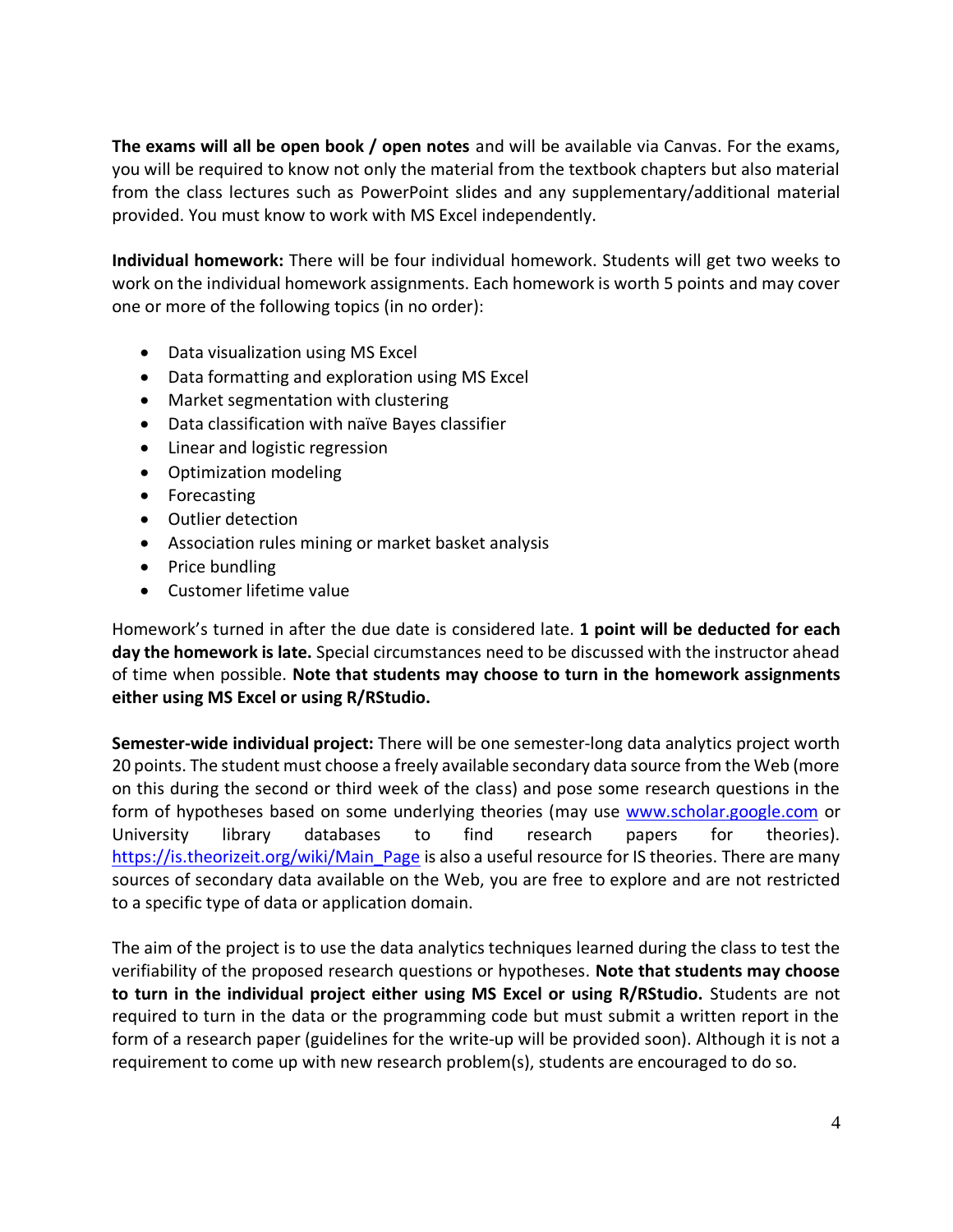**The exams will all be open book / open notes** and will be available via Canvas. For the exams, you will be required to know not only the material from the textbook chapters but also material from the class lectures such as PowerPoint slides and any supplementary/additional material provided. You must know to work with MS Excel independently.

**Individual homework:** There will be four individual homework. Students will get two weeks to work on the individual homework assignments. Each homework is worth 5 points and may cover one or more of the following topics (in no order):

- Data visualization using MS Excel
- Data formatting and exploration using MS Excel
- Market segmentation with clustering
- Data classification with naïve Bayes classifier
- Linear and logistic regression
- Optimization modeling
- Forecasting
- Outlier detection
- Association rules mining or market basket analysis
- Price bundling
- Customer lifetime value

Homework's turned in after the due date is considered late. **1 point will be deducted for each day the homework is late.** Special circumstances need to be discussed with the instructor ahead of time when possible. **Note that students may choose to turn in the homework assignments either using MS Excel or using R/RStudio.**

**Semester-wide individual project:** There will be one semester-long data analytics project worth 20 points. The student must choose a freely available secondary data source from the Web (more on this during the second or third week of the class) and pose some research questions in the form of hypotheses based on some underlying theories (may use [www.scholar.google.com](www.scholar.google.com) or University library databases to find research papers for theories). [https://is.theorizeit.org/wiki/Main_Page](https://is.theorizeit.org/wiki/Main_Page) is also a useful resource for IS theories. There are many sources of secondary data available on the Web, you are free to explore and are not restricted to a specific type of data or application domain.

The aim of the project is to use the data analytics techniques learned during the class to test the verifiability of the proposed research questions or hypotheses. **Note that students may choose to turn in the individual project either using MS Excel or using R/RStudio.** Students are not required to turn in the data or the programming code but must submit a written report in the form of a research paper (guidelines for the write-up will be provided soon). Although it is not a requirement to come up with new research problem(s), students are encouraged to do so.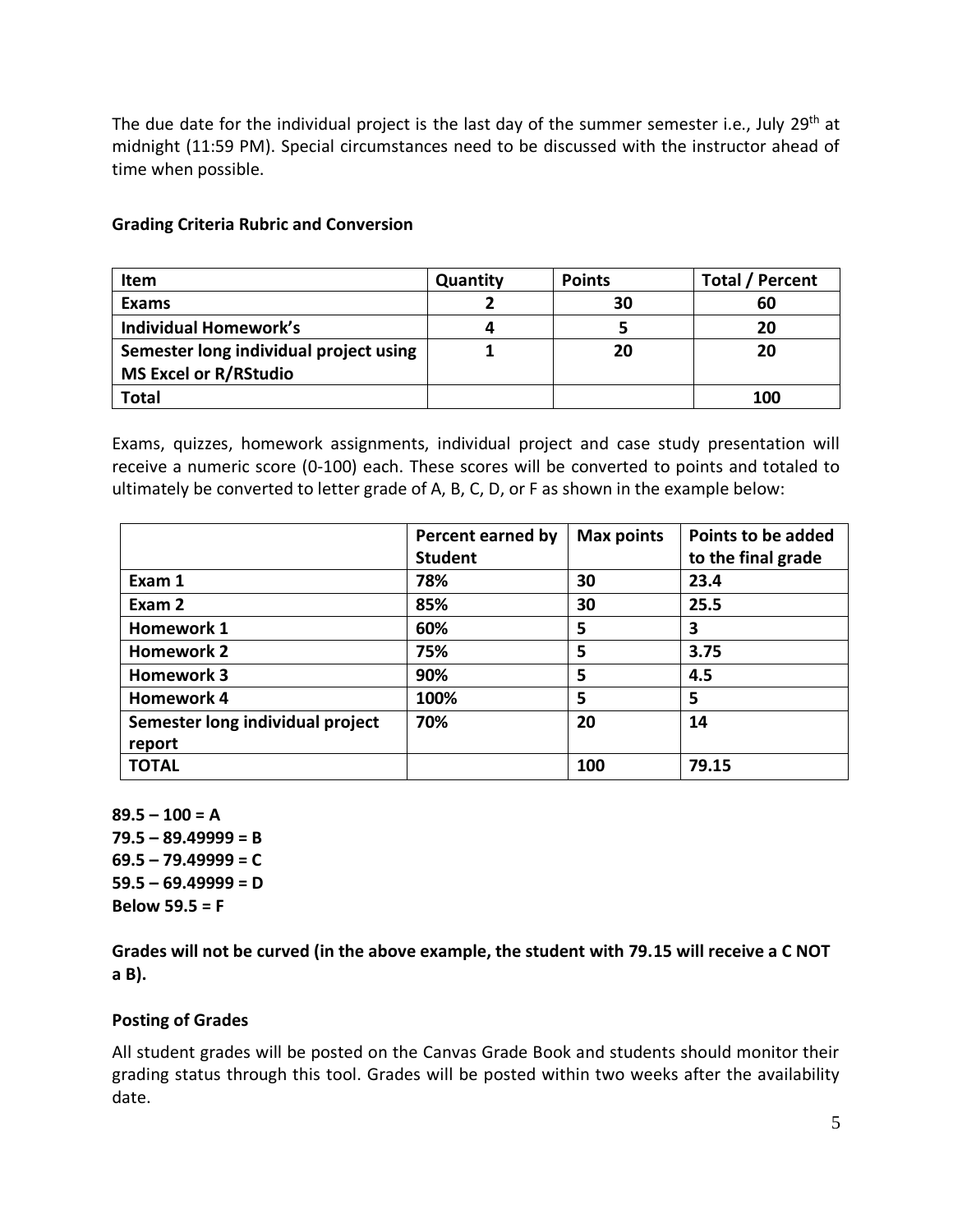The due date for the individual project is the last day of the summer semester i.e., July 29th at midnight (11:59 PM). Special circumstances need to be discussed with the instructor ahead of time when possible.

### Grading Criteria Rubric and Conversion

| Item | Quantity | Points | Total / Percent |
|---|---|---|---|
| **Exams** | **2** | **30** | **60** |
| **Individual Homework's** | **4** | **5** | **20** |
| **Semester long individual project using MS Excel or R/RStudio** | **1** | **20** | **20** |
| **Total** | | | **100** |

Exams, quizzes, homework assignments, individual project and case study presentation will receive a numeric score (0-100) each. These scores will be converted to points and totaled to ultimately be converted to letter grade of A, B, C, D, or F as shown in the example below:

| | Percent earned by Student | Max points | Points to be added to the final grade |
|---|---|---|---|
| **Exam 1** | **78%** | **30** | **23.4** |
| **Exam 2** | **85%** | **30** | **25.5** |
| **Homework 1** | **60%** | **5** | **3** |
| **Homework 2** | **75%** | **5** | **3.75** |
| **Homework 3** | **90%** | **5** | **4.5** |
| **Homework 4** | **100%** | **5** | **5** |
| **Semester long individual project report** | **70%** | **20** | **14** |
| **TOTAL** | | **100** | **79.15** |

**89.5 – 100 = A**
**79.5 – 89.49999 = B**
**69.5 – 79.49999 = C**
**59.5 – 69.49999 = D**
**Below 59.5 = F**

**Grades will not be curved (in the above example, the student with 79.15 will receive a C NOT a B).**

### Posting of Grades

All student grades will be posted on the Canvas Grade Book and students should monitor their grading status through this tool. Grades will be posted within two weeks after the availability date.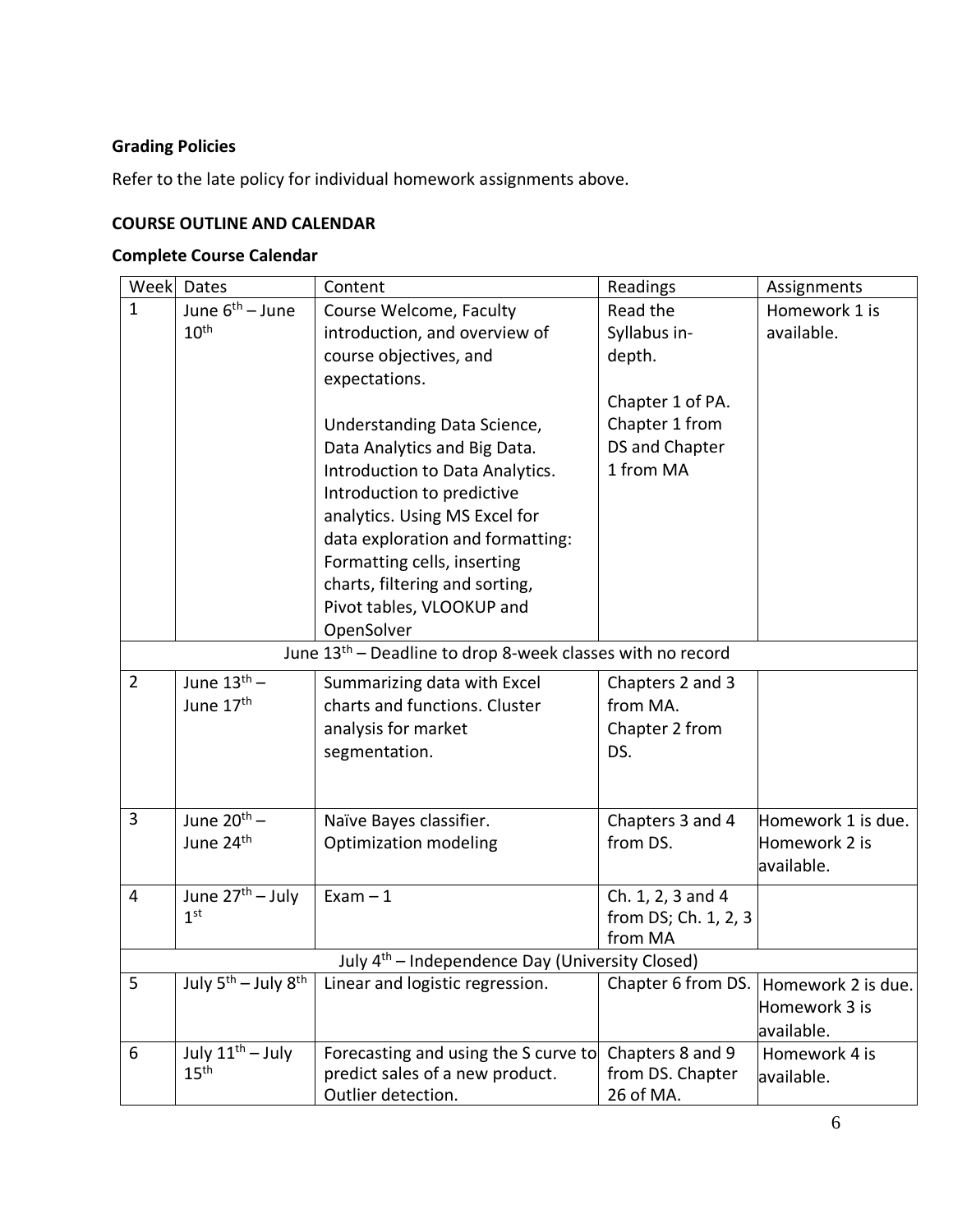**Grading Policies**

Refer to the late policy for individual homework assignments above.

**COURSE OUTLINE AND CALENDAR**

**Complete Course Calendar**

| Week | Dates | Content | Readings | Assignments |
|---|---|---|---|---|
| 1 | June 6th – June 10th | Course Welcome, Faculty introduction, and overview of course objectives, and expectations.<br><br>Understanding Data Science, Data Analytics and Big Data. Introduction to Data Analytics. Introduction to predictive analytics. Using MS Excel for data exploration and formatting: Formatting cells, inserting charts, filtering and sorting, Pivot tables, VLOOKUP and OpenSolver | Read the Syllabus in-depth.<br><br>Chapter 1 of PA. Chapter 1 from DS and Chapter 1 from MA | Homework 1 is available. |
| | | June 13th – Deadline to drop 8-week classes with no record | | |
| 2 | June 13th – June 17th | Summarizing data with Excel charts and functions. Cluster analysis for market segmentation. | Chapters 2 and 3 from MA. Chapter 2 from DS. | |
| 3 | June 20th – June 24th | Naïve Bayes classifier. Optimization modeling | Chapters 3 and 4 from DS. | Homework 1 is due. Homework 2 is available. |
| 4 | June 27th – July 1st | Exam – 1 | Ch. 1, 2, 3 and 4 from DS; Ch. 1, 2, 3 from MA | |
| | | July 4th – Independence Day (University Closed) | | |
| 5 | July 5th – July 8th | Linear and logistic regression. | Chapter 6 from DS. | Homework 2 is due. Homework 3 is available. |
| 6 | July 11th – July 15th | Forecasting and using the S curve to predict sales of a new product. Outlier detection. | Chapters 8 and 9 from DS. Chapter 26 of MA. | Homework 4 is available. |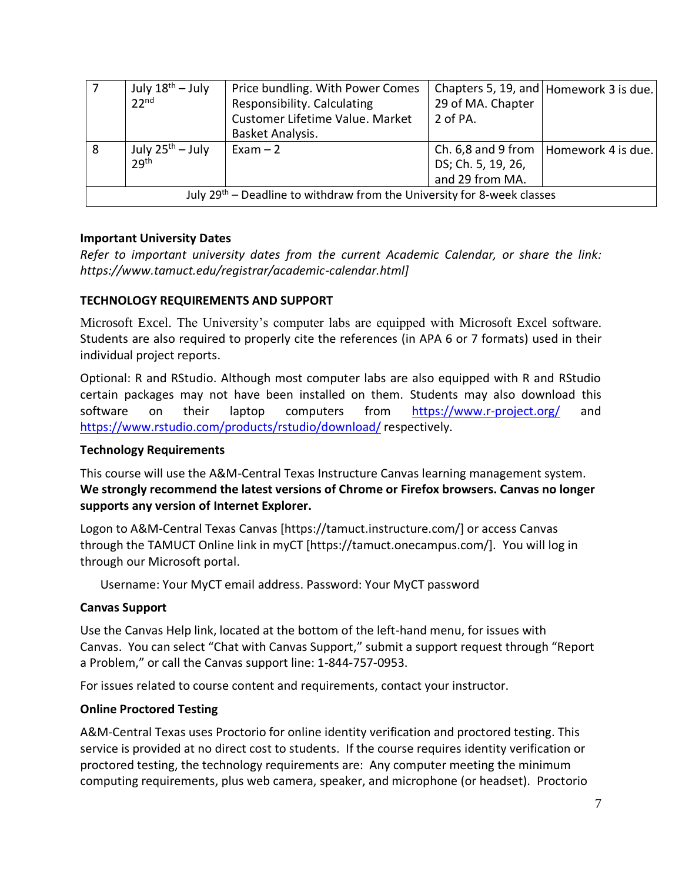| 7 | July 18th – July 22nd | Price bundling. With Power Comes Responsibility. Calculating Customer Lifetime Value. Market Basket Analysis. | Chapters 5, 19, and 29 of MA. Chapter 2 of PA. | Homework 3 is due. |
|---|---|---|---|---|
| 8 | July 25th – July 29th | Exam – 2 | Ch. 6,8 and 9 from DS; Ch. 5, 19, 26, and 29 from MA. | Homework 4 is due. |
| July 29th – Deadline to withdraw from the University for 8-week classes | | | | |

**Important University Dates**

*Refer to important university dates from the current Academic Calendar, or share the link: https://www.tamuct.edu/registrar/academic-calendar.html]*

**TECHNOLOGY REQUIREMENTS AND SUPPORT**

Microsoft Excel. The University's computer labs are equipped with Microsoft Excel software. Students are also required to properly cite the references (in APA 6 or 7 formats) used in their individual project reports.

Optional: R and RStudio. Although most computer labs are also equipped with R and RStudio certain packages may not have been installed on them. Students may also download this software on their laptop computers from https://www.r-project.org/ and https://www.rstudio.com/products/rstudio/download/ respectively.

**Technology Requirements**

This course will use the A&M-Central Texas Instructure Canvas learning management system. **We strongly recommend the latest versions of Chrome or Firefox browsers. Canvas no longer supports any version of Internet Explorer.**

Logon to A&M-Central Texas Canvas [https://tamuct.instructure.com/] or access Canvas through the TAMUCT Online link in myCT [https://tamuct.onecampus.com/]. You will log in through our Microsoft portal.

Username: Your MyCT email address. Password: Your MyCT password

**Canvas Support**

Use the Canvas Help link, located at the bottom of the left-hand menu, for issues with Canvas. You can select "Chat with Canvas Support," submit a support request through "Report a Problem," or call the Canvas support line: 1-844-757-0953.

For issues related to course content and requirements, contact your instructor.

**Online Proctored Testing**

A&M-Central Texas uses Proctorio for online identity verification and proctored testing. This service is provided at no direct cost to students. If the course requires identity verification or proctored testing, the technology requirements are: Any computer meeting the minimum computing requirements, plus web camera, speaker, and microphone (or headset). Proctorio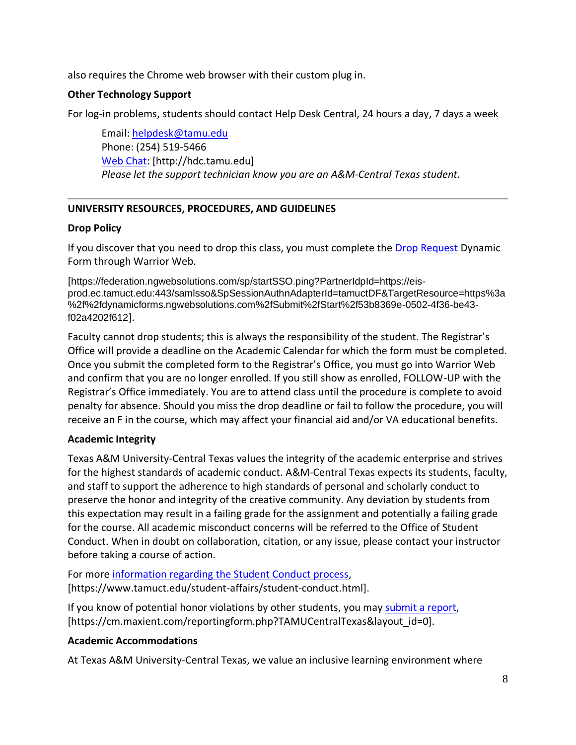also requires the Chrome web browser with their custom plug in.

**Other Technology Support**

For log-in problems, students should contact Help Desk Central, 24 hours a day, 7 days a week

> Email: helpdesk@tamu.edu
> Phone: (254) 519-5466
> Web Chat: [http://hdc.tamu.edu]
> *Please let the support technician know you are an A&M-Central Texas student.*

---

**UNIVERSITY RESOURCES, PROCEDURES, AND GUIDELINES**

**Drop Policy**

If you discover that you need to drop this class, you must complete the Drop Request Dynamic Form through Warrior Web.

[https://federation.ngwebsolutions.com/sp/startSSO.ping?PartnerIdpId=https://eis-prod.ec.tamuct.edu:443/samlsso&SpSessionAuthnAdapterId=tamuctDF&TargetResource=https%3a%2f%2fdynamicforms.ngwebsolutions.com%2fSubmit%2fStart%2f53b8369e-0502-4f36-be43-f02a4202f612].

Faculty cannot drop students; this is always the responsibility of the student. The Registrar's Office will provide a deadline on the Academic Calendar for which the form must be completed. Once you submit the completed form to the Registrar's Office, you must go into Warrior Web and confirm that you are no longer enrolled. If you still show as enrolled, FOLLOW-UP with the Registrar's Office immediately. You are to attend class until the procedure is complete to avoid penalty for absence. Should you miss the drop deadline or fail to follow the procedure, you will receive an F in the course, which may affect your financial aid and/or VA educational benefits.

**Academic Integrity**

Texas A&M University-Central Texas values the integrity of the academic enterprise and strives for the highest standards of academic conduct. A&M-Central Texas expects its students, faculty, and staff to support the adherence to high standards of personal and scholarly conduct to preserve the honor and integrity of the creative community. Any deviation by students from this expectation may result in a failing grade for the assignment and potentially a failing grade for the course. All academic misconduct concerns will be referred to the Office of Student Conduct. When in doubt on collaboration, citation, or any issue, please contact your instructor before taking a course of action.

For more information regarding the Student Conduct process, [https://www.tamuct.edu/student-affairs/student-conduct.html].

If you know of potential honor violations by other students, you may submit a report, [https://cm.maxient.com/reportingform.php?TAMUCentralTexas&layout_id=0].

**Academic Accommodations**

At Texas A&M University-Central Texas, we value an inclusive learning environment where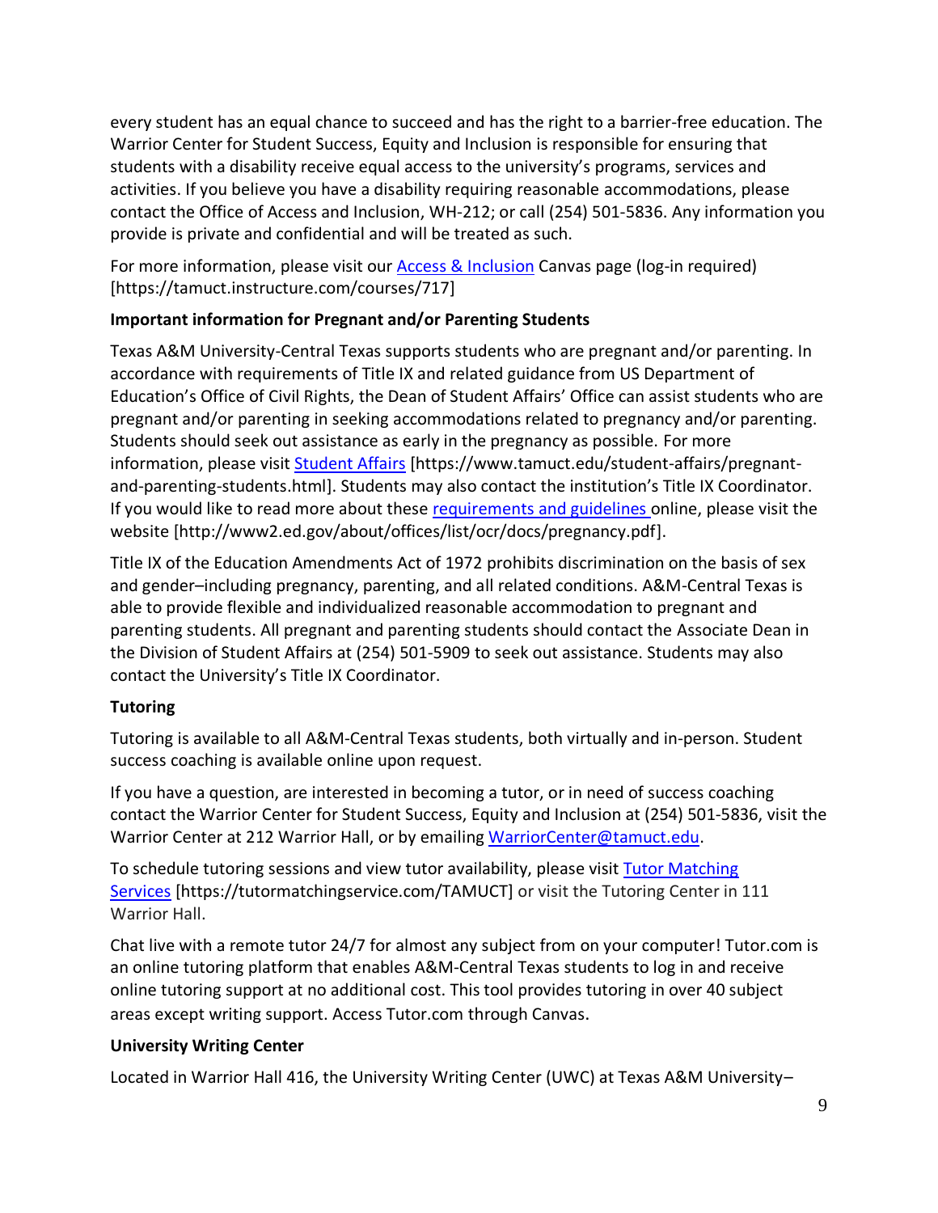every student has an equal chance to succeed and has the right to a barrier-free education. The Warrior Center for Student Success, Equity and Inclusion is responsible for ensuring that students with a disability receive equal access to the university's programs, services and activities. If you believe you have a disability requiring reasonable accommodations, please contact the Office of Access and Inclusion, WH-212; or call (254) 501-5836. Any information you provide is private and confidential and will be treated as such.

For more information, please visit our Access & Inclusion Canvas page (log-in required) [https://tamuct.instructure.com/courses/717]

**Important information for Pregnant and/or Parenting Students**

Texas A&M University-Central Texas supports students who are pregnant and/or parenting. In accordance with requirements of Title IX and related guidance from US Department of Education's Office of Civil Rights, the Dean of Student Affairs' Office can assist students who are pregnant and/or parenting in seeking accommodations related to pregnancy and/or parenting. Students should seek out assistance as early in the pregnancy as possible. For more information, please visit Student Affairs [https://www.tamuct.edu/student-affairs/pregnant-and-parenting-students.html]. Students may also contact the institution's Title IX Coordinator. If you would like to read more about these requirements and guidelines online, please visit the website [http://www2.ed.gov/about/offices/list/ocr/docs/pregnancy.pdf].

Title IX of the Education Amendments Act of 1972 prohibits discrimination on the basis of sex and gender–including pregnancy, parenting, and all related conditions. A&M-Central Texas is able to provide flexible and individualized reasonable accommodation to pregnant and parenting students. All pregnant and parenting students should contact the Associate Dean in the Division of Student Affairs at (254) 501-5909 to seek out assistance. Students may also contact the University's Title IX Coordinator.

**Tutoring**

Tutoring is available to all A&M-Central Texas students, both virtually and in-person. Student success coaching is available online upon request.

If you have a question, are interested in becoming a tutor, or in need of success coaching contact the Warrior Center for Student Success, Equity and Inclusion at (254) 501-5836, visit the Warrior Center at 212 Warrior Hall, or by emailing WarriorCenter@tamuct.edu.

To schedule tutoring sessions and view tutor availability, please visit Tutor Matching Services [https://tutormatchingservice.com/TAMUCT] or visit the Tutoring Center in 111 Warrior Hall.

Chat live with a remote tutor 24/7 for almost any subject from on your computer! Tutor.com is an online tutoring platform that enables A&M-Central Texas students to log in and receive online tutoring support at no additional cost. This tool provides tutoring in over 40 subject areas except writing support. Access Tutor.com through Canvas.

**University Writing Center**

Located in Warrior Hall 416, the University Writing Center (UWC) at Texas A&M University–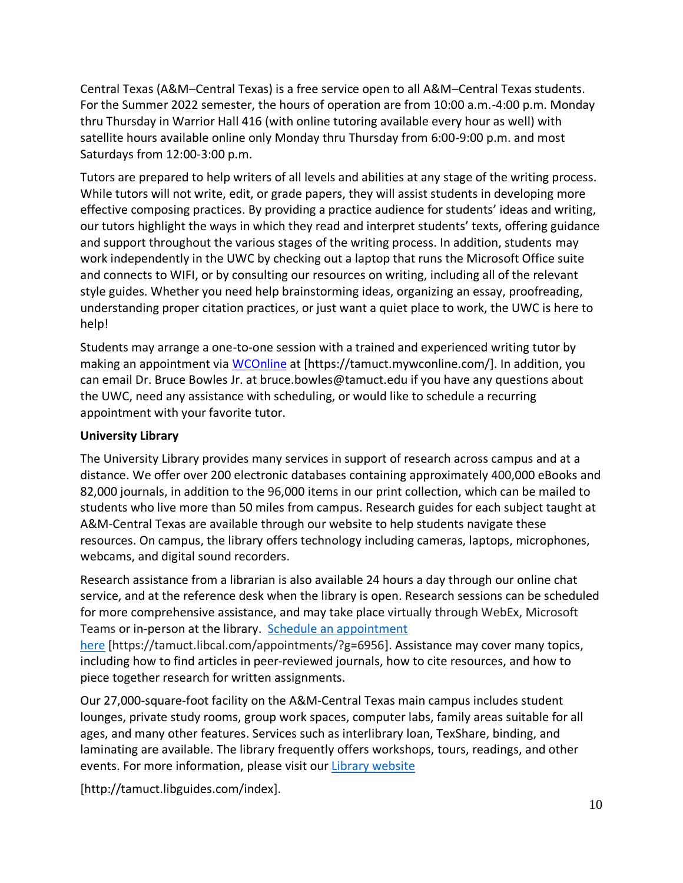Central Texas (A&M–Central Texas) is a free service open to all A&M–Central Texas students. For the Summer 2022 semester, the hours of operation are from 10:00 a.m.-4:00 p.m. Monday thru Thursday in Warrior Hall 416 (with online tutoring available every hour as well) with satellite hours available online only Monday thru Thursday from 6:00-9:00 p.m. and most Saturdays from 12:00-3:00 p.m.

Tutors are prepared to help writers of all levels and abilities at any stage of the writing process. While tutors will not write, edit, or grade papers, they will assist students in developing more effective composing practices. By providing a practice audience for students' ideas and writing, our tutors highlight the ways in which they read and interpret students' texts, offering guidance and support throughout the various stages of the writing process. In addition, students may work independently in the UWC by checking out a laptop that runs the Microsoft Office suite and connects to WIFI, or by consulting our resources on writing, including all of the relevant style guides. Whether you need help brainstorming ideas, organizing an essay, proofreading, understanding proper citation practices, or just want a quiet place to work, the UWC is here to help!

Students may arrange a one-to-one session with a trained and experienced writing tutor by making an appointment via WCOnline at [https://tamuct.mywconline.com/]. In addition, you can email Dr. Bruce Bowles Jr. at bruce.bowles@tamuct.edu if you have any questions about the UWC, need any assistance with scheduling, or would like to schedule a recurring appointment with your favorite tutor.

**University Library**

The University Library provides many services in support of research across campus and at a distance. We offer over 200 electronic databases containing approximately 400,000 eBooks and 82,000 journals, in addition to the 96,000 items in our print collection, which can be mailed to students who live more than 50 miles from campus. Research guides for each subject taught at A&M-Central Texas are available through our website to help students navigate these resources. On campus, the library offers technology including cameras, laptops, microphones, webcams, and digital sound recorders.

Research assistance from a librarian is also available 24 hours a day through our online chat service, and at the reference desk when the library is open. Research sessions can be scheduled for more comprehensive assistance, and may take place virtually through WebEx, Microsoft Teams or in-person at the library. Schedule an appointment here [https://tamuct.libcal.com/appointments/?g=6956]. Assistance may cover many topics, including how to find articles in peer-reviewed journals, how to cite resources, and how to piece together research for written assignments.

Our 27,000-square-foot facility on the A&M-Central Texas main campus includes student lounges, private study rooms, group work spaces, computer labs, family areas suitable for all ages, and many other features. Services such as interlibrary loan, TexShare, binding, and laminating are available. The library frequently offers workshops, tours, readings, and other events. For more information, please visit our Library website

[http://tamuct.libguides.com/index].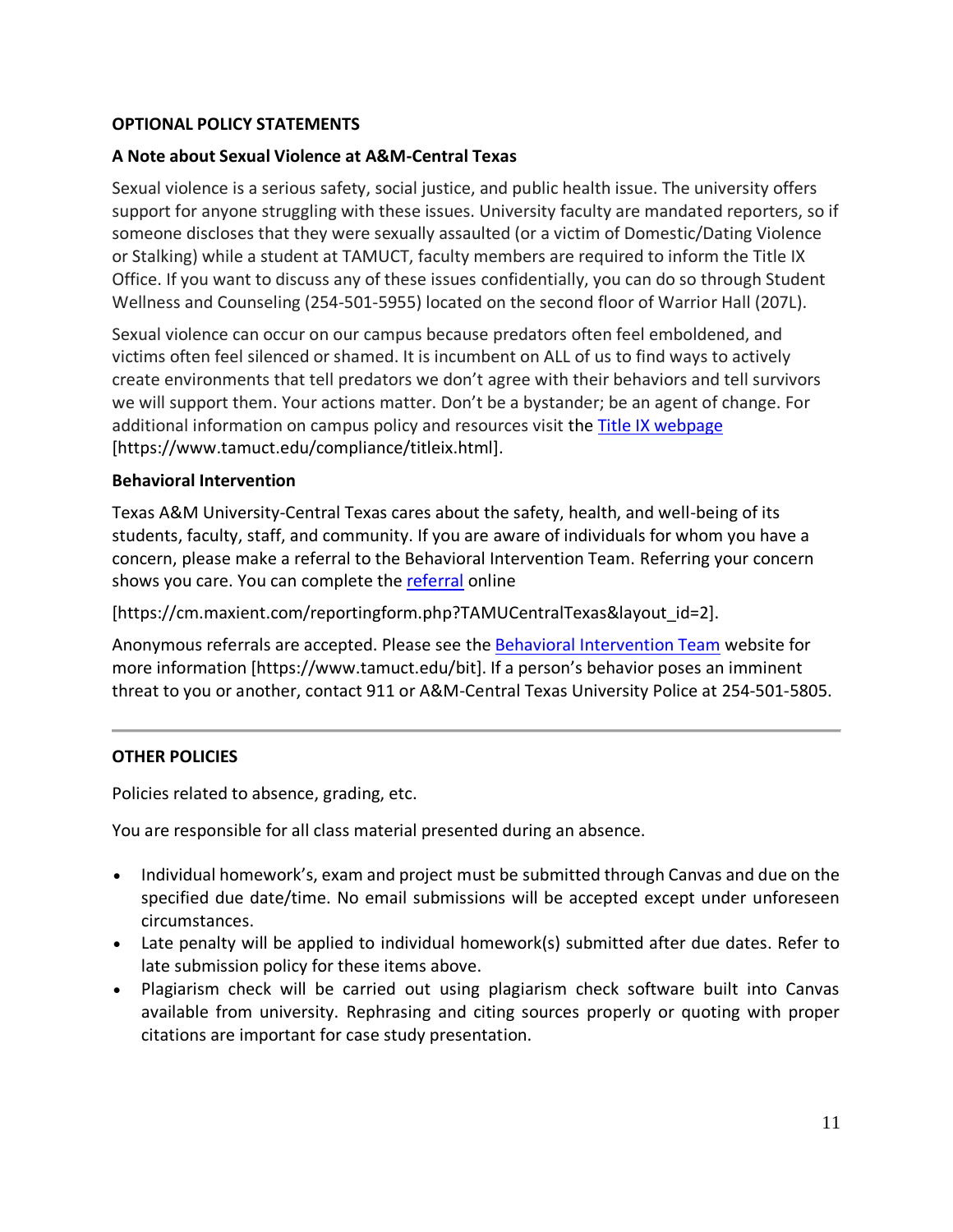**OPTIONAL POLICY STATEMENTS**

**A Note about Sexual Violence at A&M-Central Texas**

Sexual violence is a serious safety, social justice, and public health issue. The university offers support for anyone struggling with these issues. University faculty are mandated reporters, so if someone discloses that they were sexually assaulted (or a victim of Domestic/Dating Violence or Stalking) while a student at TAMUCT, faculty members are required to inform the Title IX Office. If you want to discuss any of these issues confidentially, you can do so through Student Wellness and Counseling (254-501-5955) located on the second floor of Warrior Hall (207L).

Sexual violence can occur on our campus because predators often feel emboldened, and victims often feel silenced or shamed. It is incumbent on ALL of us to find ways to actively create environments that tell predators we don't agree with their behaviors and tell survivors we will support them. Your actions matter. Don't be a bystander; be an agent of change. For additional information on campus policy and resources visit the Title IX webpage [https://www.tamuct.edu/compliance/titleix.html].

**Behavioral Intervention**

Texas A&M University-Central Texas cares about the safety, health, and well-being of its students, faculty, staff, and community. If you are aware of individuals for whom you have a concern, please make a referral to the Behavioral Intervention Team. Referring your concern shows you care. You can complete the referral online

[https://cm.maxient.com/reportingform.php?TAMUCentralTexas&layout_id=2].

Anonymous referrals are accepted. Please see the Behavioral Intervention Team website for more information [https://www.tamuct.edu/bit]. If a person's behavior poses an imminent threat to you or another, contact 911 or A&M-Central Texas University Police at 254-501-5805.

---

**OTHER POLICIES**

Policies related to absence, grading, etc.

You are responsible for all class material presented during an absence.

- Individual homework's, exam and project must be submitted through Canvas and due on the specified due date/time. No email submissions will be accepted except under unforeseen circumstances.
- Late penalty will be applied to individual homework(s) submitted after due dates. Refer to late submission policy for these items above.
- Plagiarism check will be carried out using plagiarism check software built into Canvas available from university. Rephrasing and citing sources properly or quoting with proper citations are important for case study presentation.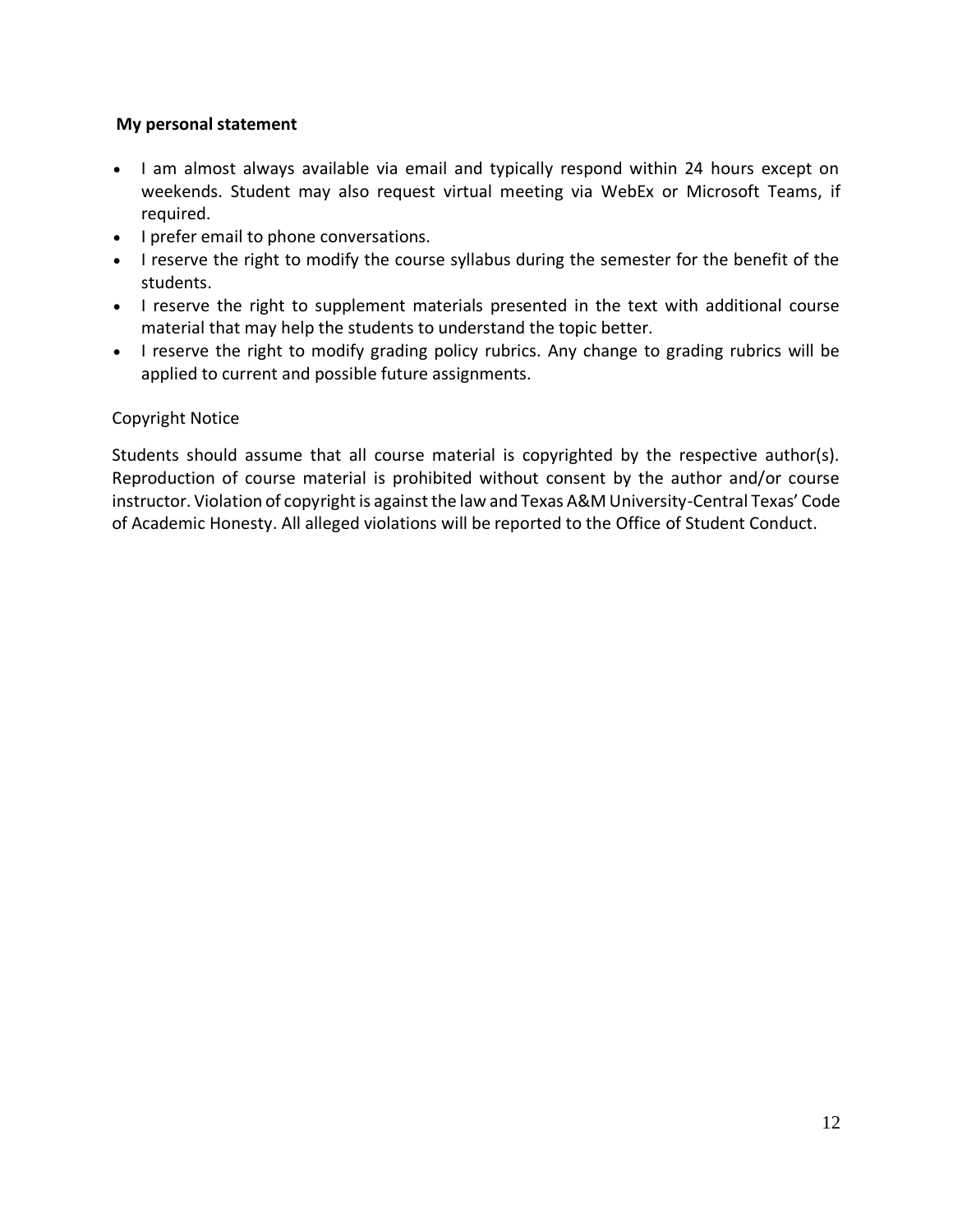**My personal statement**

- I am almost always available via email and typically respond within 24 hours except on weekends. Student may also request virtual meeting via WebEx or Microsoft Teams, if required.
- I prefer email to phone conversations.
- I reserve the right to modify the course syllabus during the semester for the benefit of the students.
- I reserve the right to supplement materials presented in the text with additional course material that may help the students to understand the topic better.
- I reserve the right to modify grading policy rubrics. Any change to grading rubrics will be applied to current and possible future assignments.

Copyright Notice

Students should assume that all course material is copyrighted by the respective author(s). Reproduction of course material is prohibited without consent by the author and/or course instructor. Violation of copyright is against the law and Texas A&M University-Central Texas' Code of Academic Honesty. All alleged violations will be reported to the Office of Student Conduct.